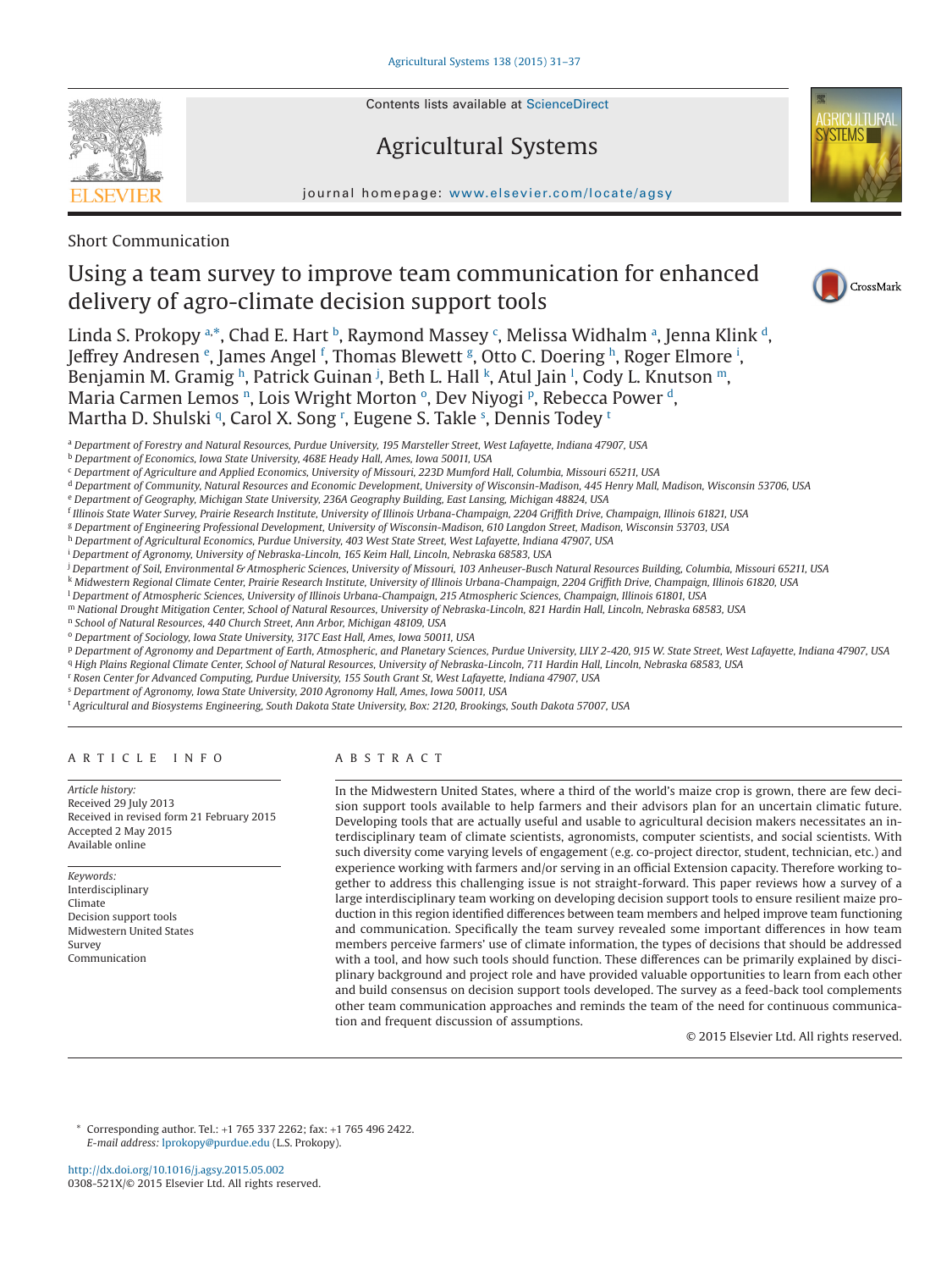Short Communication

# Using a team survey to improve team communication for enhanced delivery of agro-climate decision support tools

Linda S. Prokopy [a,*], Chad E. Hart [b], Raymond Massey [c], Melissa Widhalm [a], Jenna Klink [d], Jeffrey Andresen [e], James Angel [f], Thomas Blewett [g], Otto C. Doering [h], Roger Elmore [i], Benjamin M. Gramig [h], Patrick Guinan [j], Beth L. Hall [k], Atul Jain [l], Cody L. Knutson [m], Maria Carmen Lemos [n], Lois Wright Morton [o], Dev Niyogi [p], Rebecca Power [d], Martha D. Shulski [q], Carol X. Song [r], Eugene S. Takle [s], Dennis Todey [t]

[a] Department of Forestry and Natural Resources, Purdue University, 195 Marsteller Street, West Lafayette, Indiana 47907, USA
[b] Department of Economics, Iowa State University, 468E Heady Hall, Ames, Iowa 50011, USA
[c] Department of Agriculture and Applied Economics, University of Missouri, 223D Mumford Hall, Columbia, Missouri 65211, USA
[d] Department of Community, Natural Resources and Economic Development, University of Wisconsin-Madison, 445 Henry Mall, Madison, Wisconsin 53706, USA
[e] Department of Geography, Michigan State University, 236A Geography Building, East Lansing, Michigan 48824, USA
[f] Illinois State Water Survey, Prairie Research Institute, University of Illinois Urbana-Champaign, 2204 Griffith Drive, Champaign, Illinois 61821, USA
[g] Department of Engineering Professional Development, University of Wisconsin-Madison, 610 Langdon Street, Madison, Wisconsin 53703, USA
[h] Department of Agricultural Economics, Purdue University, 403 West State Street, West Lafayette, Indiana 47907, USA
[i] Department of Agronomy, University of Nebraska-Lincoln, 165 Keim Hall, Lincoln, Nebraska 68583, USA
[j] Department of Soil, Environmental & Atmospheric Sciences, University of Missouri, 103 Anheuser-Busch Natural Resources Building, Columbia, Missouri 65211, USA
[k] Midwestern Regional Climate Center, Prairie Research Institute, University of Illinois Urbana-Champaign, 2204 Griffith Drive, Champaign, Illinois 61820, USA
[l] Department of Atmospheric Sciences, University of Illinois Urbana-Champaign, 215 Atmospheric Sciences, Champaign, Illinois 61801, USA
[m] National Drought Mitigation Center, School of Natural Resources, University of Nebraska-Lincoln, 821 Hardin Hall, Lincoln, Nebraska 68583, USA
[n] School of Natural Resources, 440 Church Street, Ann Arbor, Michigan 48109, USA
[o] Department of Sociology, Iowa State University, 317C East Hall, Ames, Iowa 50011, USA
[p] Department of Agronomy and Department of Earth, Atmospheric, and Planetary Sciences, Purdue University, LILY 2-420, 915 W. State Street, West Lafayette, Indiana 47907, USA
[q] High Plains Regional Climate Center, School of Natural Resources, University of Nebraska-Lincoln, 711 Hardin Hall, Lincoln, Nebraska 68583, USA
[r] Rosen Center for Advanced Computing, Purdue University, 155 South Grant St, West Lafayette, Indiana 47907, USA
[s] Department of Agronomy, Iowa State University, 2010 Agronomy Hall, Ames, Iowa 50011, USA
[t] Agricultural and Biosystems Engineering, South Dakota State University, Box: 2120, Brookings, South Dakota 57007, USA

## ARTICLE INFO

*Article history:*
Received 29 July 2013
Received in revised form 21 February 2015
Accepted 2 May 2015
Available online

*Keywords:*
Interdisciplinary
Climate
Decision support tools
Midwestern United States
Survey
Communication

## ABSTRACT

In the Midwestern United States, where a third of the world's maize crop is grown, there are few decision support tools available to help farmers and their advisors plan for an uncertain climatic future. Developing tools that are actually useful and usable to agricultural decision makers necessitates an interdisciplinary team of climate scientists, agronomists, computer scientists, and social scientists. With such diversity come varying levels of engagement (e.g. co-project director, student, technician, etc.) and experience working with farmers and/or serving in an official Extension capacity. Therefore working together to address this challenging issue is not straight-forward. This paper reviews how a survey of a large interdisciplinary team working on developing decision support tools to ensure resilient maize production in this region identified differences between team members and helped improve team functioning and communication. Specifically the team survey revealed some important differences in how team members perceive farmers' use of climate information, the types of decisions that should be addressed with a tool, and how such tools should function. These differences can be primarily explained by disciplinary background and project role and have provided valuable opportunities to learn from each other and build consensus on decision support tools developed. The survey as a feed-back tool complements other team communication approaches and reminds the team of the need for continuous communication and frequent discussion of assumptions.

© 2015 Elsevier Ltd. All rights reserved.

* Corresponding author. Tel.: +1 765 337 2262; fax: +1 765 496 2422.
*E-mail address:* lprokopy@purdue.edu (L.S. Prokopy).

http://dx.doi.org/10.1016/j.agsy.2015.05.002
0308-521X/© 2015 Elsevier Ltd. All rights reserved.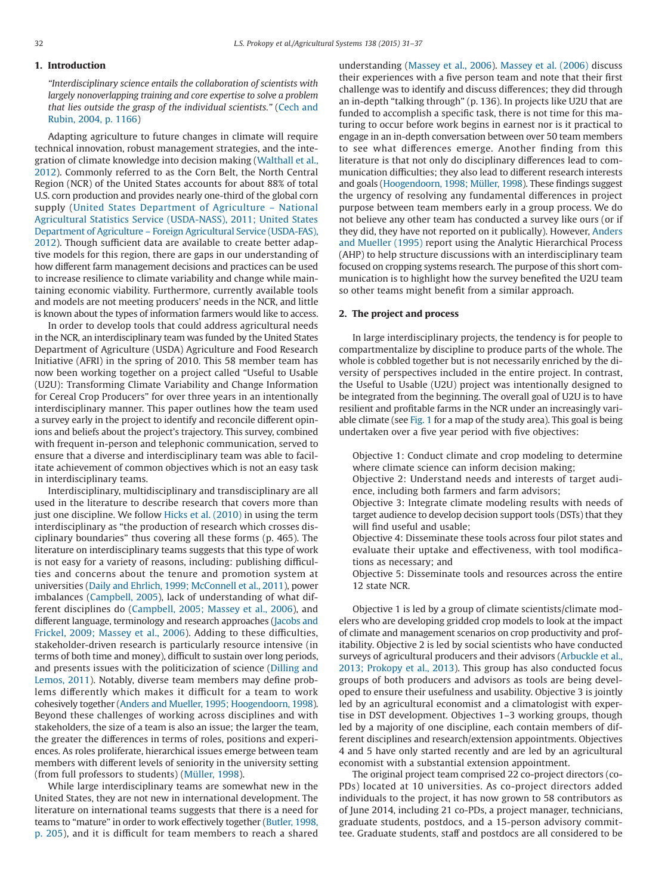## 1. Introduction

*"Interdisciplinary science entails the collaboration of scientists with largely nonoverlapping training and core expertise to solve a problem that lies outside the grasp of the individual scientists."* (Cech and Rubin, 2004, p. 1166)

Adapting agriculture to future changes in climate will require technical innovation, robust management strategies, and the integration of climate knowledge into decision making (Walthall et al., 2012). Commonly referred to as the Corn Belt, the North Central Region (NCR) of the United States accounts for about 88% of total U.S. corn production and provides nearly one-third of the global corn supply (United States Department of Agriculture – National Agricultural Statistics Service (USDA-NASS), 2011; United States Department of Agriculture – Foreign Agricultural Service (USDA-FAS), 2012). Though sufficient data are available to create better adaptive models for this region, there are gaps in our understanding of how different farm management decisions and practices can be used to increase resilience to climate variability and change while maintaining economic viability. Furthermore, currently available tools and models are not meeting producers' needs in the NCR, and little is known about the types of information farmers would like to access.

In order to develop tools that could address agricultural needs in the NCR, an interdisciplinary team was funded by the United States Department of Agriculture (USDA) Agriculture and Food Research Initiative (AFRI) in the spring of 2010. This 58 member team has now been working together on a project called "Useful to Usable (U2U): Transforming Climate Variability and Change Information for Cereal Crop Producers" for over three years in an intentionally interdisciplinary manner. This paper outlines how the team used a survey early in the project to identify and reconcile different opinions and beliefs about the project's trajectory. This survey, combined with frequent in-person and telephonic communication, served to ensure that a diverse and interdisciplinary team was able to facilitate achievement of common objectives which is not an easy task in interdisciplinary teams.

Interdisciplinary, multidisciplinary and transdisciplinary are all used in the literature to describe research that covers more than just one discipline. We follow Hicks et al. (2010) in using the term interdisciplinary as "the production of research which crosses disciplinary boundaries" thus covering all these forms (p. 465). The literature on interdisciplinary teams suggests that this type of work is not easy for a variety of reasons, including: publishing difficulties and concerns about the tenure and promotion system at universities (Daily and Ehrlich, 1999; McConnell et al., 2011), power imbalances (Campbell, 2005), lack of understanding of what different disciplines do (Campbell, 2005; Massey et al., 2006), and different language, terminology and research approaches (Jacobs and Frickel, 2009; Massey et al., 2006). Adding to these difficulties, stakeholder-driven research is particularly resource intensive (in terms of both time and money), difficult to sustain over long periods, and presents issues with the politicization of science (Dilling and Lemos, 2011). Notably, diverse team members may define problems differently which makes it difficult for a team to work cohesively together (Anders and Mueller, 1995; Hoogendoorn, 1998). Beyond these challenges of working across disciplines and with stakeholders, the size of a team is also an issue; the larger the team, the greater the differences in terms of roles, positions and experiences. As roles proliferate, hierarchical issues emerge between team members with different levels of seniority in the university setting (from full professors to students) (Müller, 1998).

While large interdisciplinary teams are somewhat new in the United States, they are not new in international development. The literature on international teams suggests that there is a need for teams to "mature" in order to work effectively together (Butler, 1998, p. 205), and it is difficult for team members to reach a shared understanding (Massey et al., 2006). Massey et al. (2006) discuss their experiences with a five person team and note that their first challenge was to identify and discuss differences; they did through an in-depth "talking through" (p. 136). In projects like U2U that are funded to accomplish a specific task, there is not time for this maturing to occur before work begins in earnest nor is it practical to engage in an in-depth conversation between over 50 team members to see what differences emerge. Another finding from this literature is that not only do disciplinary differences lead to communication difficulties; they also lead to different research interests and goals (Hoogendoorn, 1998; Müller, 1998). These findings suggest the urgency of resolving any fundamental differences in project purpose between team members early in a group process. We do not believe any other team has conducted a survey like ours (or if they did, they have not reported on it publically). However, Anders and Mueller (1995) report using the Analytic Hierarchical Process (AHP) to help structure discussions with an interdisciplinary team focused on cropping systems research. The purpose of this short communication is to highlight how the survey benefited the U2U team so other teams might benefit from a similar approach.

## 2. The project and process

In large interdisciplinary projects, the tendency is for people to compartmentalize by discipline to produce parts of the whole. The whole is cobbled together but is not necessarily enriched by the diversity of perspectives included in the entire project. In contrast, the Useful to Usable (U2U) project was intentionally designed to be integrated from the beginning. The overall goal of U2U is to have resilient and profitable farms in the NCR under an increasingly variable climate (see Fig. 1 for a map of the study area). This goal is being undertaken over a five year period with five objectives:

Objective 1: Conduct climate and crop modeling to determine where climate science can inform decision making;
Objective 2: Understand needs and interests of target audience, including both farmers and farm advisors;
Objective 3: Integrate climate modeling results with needs of target audience to develop decision support tools (DSTs) that they will find useful and usable;
Objective 4: Disseminate these tools across four pilot states and evaluate their uptake and effectiveness, with tool modifications as necessary; and
Objective 5: Disseminate tools and resources across the entire 12 state NCR.

Objective 1 is led by a group of climate scientists/climate modelers who are developing gridded crop models to look at the impact of climate and management scenarios on crop productivity and profitability. Objective 2 is led by social scientists who have conducted surveys of agricultural producers and their advisors (Arbuckle et al., 2013; Prokopy et al., 2013). This group has also conducted focus groups of both producers and advisors as tools are being developed to ensure their usefulness and usability. Objective 3 is jointly led by an agricultural economist and a climatologist with expertise in DST development. Objectives 1–3 working groups, though led by a majority of one discipline, each contain members of different disciplines and research/extension appointments. Objectives 4 and 5 have only started recently and are led by an agricultural economist with a substantial extension appointment.

The original project team comprised 22 co-project directors (co-PDs) located at 10 universities. As co-project directors added individuals to the project, it has now grown to 58 contributors as of June 2014, including 21 co-PDs, a project manager, technicians, graduate students, postdocs, and a 15-person advisory committee. Graduate students, staff and postdocs are all considered to be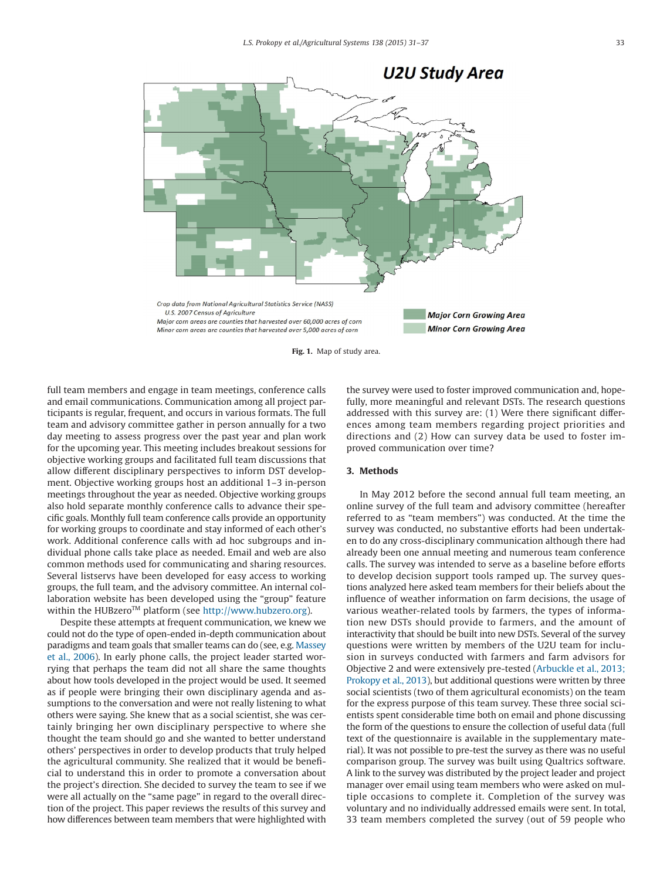U2U Study Area

Crop data from National Agricultural Statistics Service (NASS)
U.S. 2007 Census of Agriculture
Major corn areas are counties that harvested over 60,000 acres of corn
Minor corn areas are counties that harvested over 5,000 acres of corn

Major Corn Growing Area
Minor Corn Growing Area

**Fig. 1.** Map of study area.

full team members and engage in team meetings, conference calls and email communications. Communication among all project participants is regular, frequent, and occurs in various formats. The full team and advisory committee gather in person annually for a two day meeting to assess progress over the past year and plan work for the upcoming year. This meeting includes breakout sessions for objective working groups and facilitated full team discussions that allow different disciplinary perspectives to inform DST development. Objective working groups host an additional 1–3 in-person meetings throughout the year as needed. Objective working groups also hold separate monthly conference calls to advance their specific goals. Monthly full team conference calls provide an opportunity for working groups to coordinate and stay informed of each other's work. Additional conference calls with ad hoc subgroups and individual phone calls take place as needed. Email and web are also common methods used for communicating and sharing resources. Several listservs have been developed for easy access to working groups, the full team, and the advisory committee. An internal collaboration website has been developed using the "group" feature within the HUBzero™ platform (see http://www.hubzero.org).

Despite these attempts at frequent communication, we knew we could not do the type of open-ended in-depth communication about paradigms and team goals that smaller teams can do (see, e.g. Massey et al., 2006). In early phone calls, the project leader started worrying that perhaps the team did not all share the same thoughts about how tools developed in the project would be used. It seemed as if people were bringing their own disciplinary agenda and assumptions to the conversation and were not really listening to what others were saying. She knew that as a social scientist, she was certainly bringing her own disciplinary perspective to where she thought the team should go and she wanted to better understand others' perspectives in order to develop products that truly helped the agricultural community. She realized that it would be beneficial to understand this in order to promote a conversation about the project's direction. She decided to survey the team to see if we were all actually on the "same page" in regard to the overall direction of the project. This paper reviews the results of this survey and how differences between team members that were highlighted with the survey were used to foster improved communication and, hopefully, more meaningful and relevant DSTs. The research questions addressed with this survey are: (1) Were there significant differences among team members regarding project priorities and directions and (2) How can survey data be used to foster improved communication over time?

## 3. Methods

In May 2012 before the second annual full team meeting, an online survey of the full team and advisory committee (hereafter referred to as "team members") was conducted. At the time the survey was conducted, no substantive efforts had been undertaken to do any cross-disciplinary communication although there had already been one annual meeting and numerous team conference calls. The survey was intended to serve as a baseline before efforts to develop decision support tools ramped up. The survey questions analyzed here asked team members for their beliefs about the influence of weather information on farm decisions, the usage of various weather-related tools by farmers, the types of information new DSTs should provide to farmers, and the amount of interactivity that should be built into new DSTs. Several of the survey questions were written by members of the U2U team for inclusion in surveys conducted with farmers and farm advisors for Objective 2 and were extensively pre-tested (Arbuckle et al., 2013; Prokopy et al., 2013), but additional questions were written by three social scientists (two of them agricultural economists) on the team for the express purpose of this team survey. These three social scientists spent considerable time both on email and phone discussing the form of the questions to ensure the collection of useful data (full text of the questionnaire is available in the supplementary material). It was not possible to pre-test the survey as there was no useful comparison group. The survey was built using Qualtrics software. A link to the survey was distributed by the project leader and project manager over email using team members who were asked on multiple occasions to complete it. Completion of the survey was voluntary and no individually addressed emails were sent. In total, 33 team members completed the survey (out of 59 people who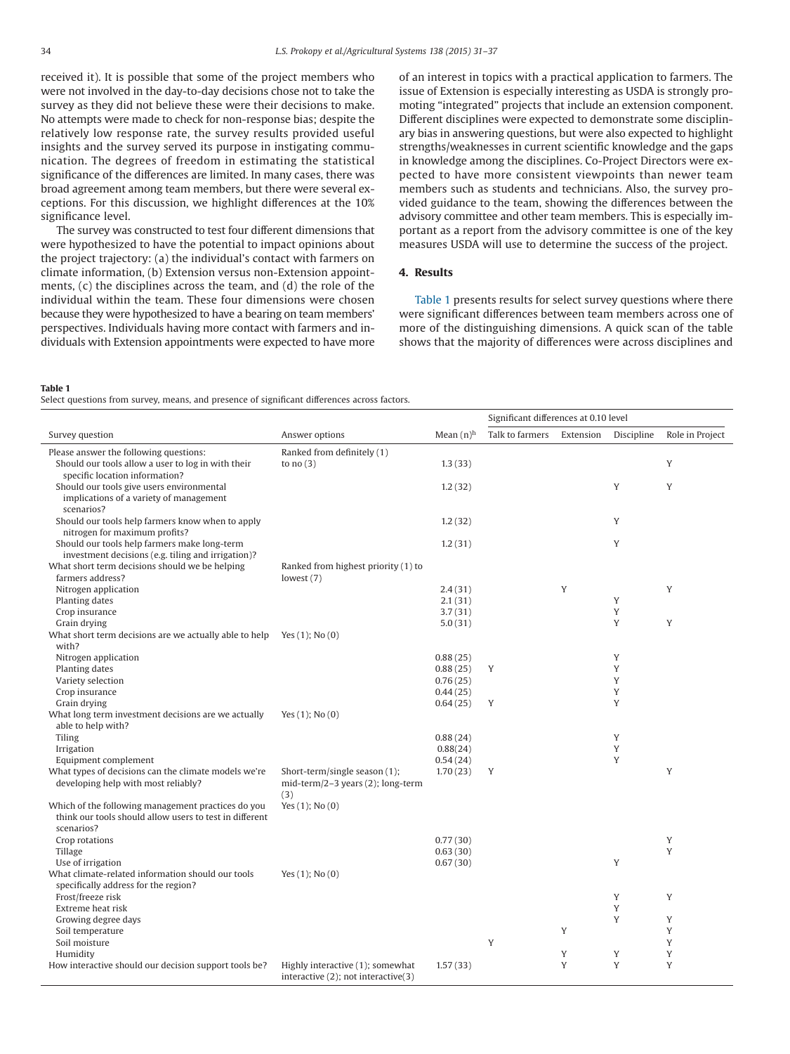received it). It is possible that some of the project members who were not involved in the day-to-day decisions chose not to take the survey as they did not believe these were their decisions to make. No attempts were made to check for non-response bias; despite the relatively low response rate, the survey results provided useful insights and the survey served its purpose in instigating communication. The degrees of freedom in estimating the statistical significance of the differences are limited. In many cases, there was broad agreement among team members, but there were several exceptions. For this discussion, we highlight differences at the 10% significance level.

The survey was constructed to test four different dimensions that were hypothesized to have the potential to impact opinions about the project trajectory: (a) the individual's contact with farmers on climate information, (b) Extension versus non-Extension appointments, (c) the disciplines across the team, and (d) the role of the individual within the team. These four dimensions were chosen because they were hypothesized to have a bearing on team members' perspectives. Individuals having more contact with farmers and individuals with Extension appointments were expected to have more of an interest in topics with a practical application to farmers. The issue of Extension is especially interesting as USDA is strongly promoting "integrated" projects that include an extension component. Different disciplines were expected to demonstrate some disciplinary bias in answering questions, but were also expected to highlight strengths/weaknesses in current scientific knowledge and the gaps in knowledge among the disciplines. Co-Project Directors were expected to have more consistent viewpoints than newer team members such as students and technicians. Also, the survey provided guidance to the team, showing the differences between the advisory committee and other team members. This is especially important as a report from the advisory committee is one of the key measures USDA will use to determine the success of the project.

## 4. Results

Table 1 presents results for select survey questions where there were significant differences between team members across one of more of the distinguishing dimensions. A quick scan of the table shows that the majority of differences were across disciplines and

**Table 1**
Select questions from survey, means, and presence of significant differences across factors.

| Survey question | Answer options | Mean (n)[h] | Significant differences at 0.10 level | | | |
|---|---|---|---|---|---|---|
| | | | Talk to farmers | Extension | Discipline | Role in Project |
| Please answer the following questions: | Ranked from definitely (1) to no (3) | | | | | |
| Should our tools allow a user to log in with their specific location information? | | 1.3 (33) | | | | Y |
| Should our tools give users environmental implications of a variety of management scenarios? | | 1.2 (32) | | | Y | Y |
| Should our tools help farmers know when to apply nitrogen for maximum profits? | | 1.2 (32) | | | Y | |
| Should our tools help farmers make long-term investment decisions (e.g. tiling and irrigation)? | | 1.2 (31) | | | Y | |
| What short term decisions should we be helping farmers address? | Ranked from highest priority (1) to lowest (7) | | | | | |
| Nitrogen application | | 2.4 (31) | | Y | | Y |
| Planting dates | | 2.1 (31) | | | Y | |
| Crop insurance | | 3.7 (31) | | | Y | |
| Grain drying | | 5.0 (31) | | | Y | Y |
| What short term decisions are we actually able to help with? | Yes (1); No (0) | | | | | |
| Nitrogen application | | 0.88 (25) | | | Y | |
| Planting dates | | 0.88 (25) | Y | | Y | |
| Variety selection | | 0.76 (25) | | | Y | |
| Crop insurance | | 0.44 (25) | | | Y | |
| Grain drying | | 0.64 (25) | Y | | Y | |
| What long term investment decisions are we actually able to help with? | Yes (1); No (0) | | | | | |
| Tiling | | 0.88 (24) | | | Y | |
| Irrigation | | 0.88(24) | | | Y | |
| Equipment complement | | 0.54 (24) | | | Y | |
| What types of decisions can the climate models we're developing help with most reliably? | Short-term/single season (1); mid-term/2–3 years (2); long-term (3) | 1.70 (23) | Y | | | Y |
| Which of the following management practices do you think our tools should allow users to test in different scenarios? | Yes (1); No (0) | | | | | |
| Crop rotations | | 0.77 (30) | | | | Y |
| Tillage | | 0.63 (30) | | | | Y |
| Use of irrigation | | 0.67 (30) | | | Y | |
| What climate-related information should our tools specifically address for the region? | Yes (1); No (0) | | | | | |
| Frost/freeze risk | | | | | Y | Y |
| Extreme heat risk | | | | | Y | |
| Growing degree days | | | | | Y | Y |
| Soil temperature | | | | Y | | Y |
| Soil moisture | | | Y | | | Y |
| Humidity | | | | Y | Y | Y |
| How interactive should our decision support tools be? | Highly interactive (1); somewhat interactive (2); not interactive(3) | 1.57 (33) | | Y | Y | Y |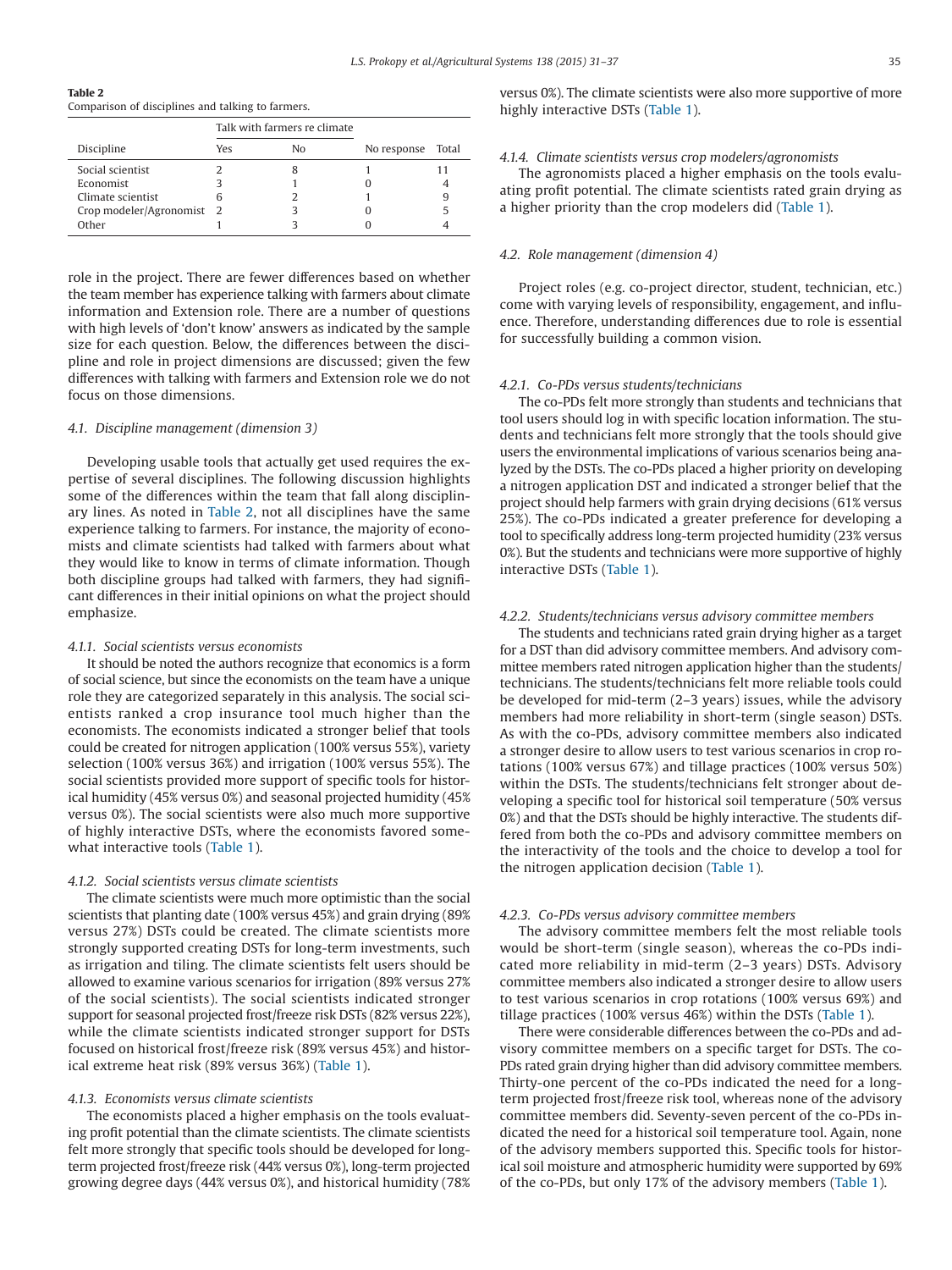**Table 2**
Comparison of disciplines and talking to farmers.

| Discipline | Talk with farmers re climate | | | |
|---|---|---|---|---|
| | Yes | No | No response | Total |
| Social scientist | 2 | 8 | 1 | 11 |
| Economist | 3 | 1 | 0 | 4 |
| Climate scientist | 6 | 2 | 1 | 9 |
| Crop modeler/Agronomist | 2 | 3 | 0 | 5 |
| Other | 1 | 3 | 0 | 4 |

role in the project. There are fewer differences based on whether the team member has experience talking with farmers about climate information and Extension role. There are a number of questions with high levels of 'don't know' answers as indicated by the sample size for each question. Below, the differences between the discipline and role in project dimensions are discussed; given the few differences with talking with farmers and Extension role we do not focus on those dimensions.

### 4.1. Discipline management (dimension 3)

Developing usable tools that actually get used requires the expertise of several disciplines. The following discussion highlights some of the differences within the team that fall along disciplinary lines. As noted in Table 2, not all disciplines have the same experience talking to farmers. For instance, the majority of economists and climate scientists had talked with farmers about what they would like to know in terms of climate information. Though both discipline groups had talked with farmers, they had significant differences in their initial opinions on what the project should emphasize.

#### 4.1.1. Social scientists versus economists

It should be noted the authors recognize that economics is a form of social science, but since the economists on the team have a unique role they are categorized separately in this analysis. The social scientists ranked a crop insurance tool much higher than the economists. The economists indicated a stronger belief that tools could be created for nitrogen application (100% versus 55%), variety selection (100% versus 36%) and irrigation (100% versus 55%). The social scientists provided more support of specific tools for historical humidity (45% versus 0%) and seasonal projected humidity (45% versus 0%). The social scientists were also much more supportive of highly interactive DSTs, where the economists favored somewhat interactive tools (Table 1).

#### 4.1.2. Social scientists versus climate scientists

The climate scientists were much more optimistic than the social scientists that planting date (100% versus 45%) and grain drying (89% versus 27%) DSTs could be created. The climate scientists more strongly supported creating DSTs for long-term investments, such as irrigation and tiling. The climate scientists felt users should be allowed to examine various scenarios for irrigation (89% versus 27% of the social scientists). The social scientists indicated stronger support for seasonal projected frost/freeze risk DSTs (82% versus 22%), while the climate scientists indicated stronger support for DSTs focused on historical frost/freeze risk (89% versus 45%) and historical extreme heat risk (89% versus 36%) (Table 1).

#### 4.1.3. Economists versus climate scientists

The economists placed a higher emphasis on the tools evaluating profit potential than the climate scientists. The climate scientists felt more strongly that specific tools should be developed for long-term projected frost/freeze risk (44% versus 0%), long-term projected growing degree days (44% versus 0%), and historical humidity (78% versus 0%). The climate scientists were also more supportive of more highly interactive DSTs (Table 1).

#### 4.1.4. Climate scientists versus crop modelers/agronomists

The agronomists placed a higher emphasis on the tools evaluating profit potential. The climate scientists rated grain drying as a higher priority than the crop modelers did (Table 1).

### 4.2. Role management (dimension 4)

Project roles (e.g. co-project director, student, technician, etc.) come with varying levels of responsibility, engagement, and influence. Therefore, understanding differences due to role is essential for successfully building a common vision.

#### 4.2.1. Co-PDs versus students/technicians

The co-PDs felt more strongly than students and technicians that tool users should log in with specific location information. The students and technicians felt more strongly that the tools should give users the environmental implications of various scenarios being analyzed by the DSTs. The co-PDs placed a higher priority on developing a nitrogen application DST and indicated a stronger belief that the project should help farmers with grain drying decisions (61% versus 25%). The co-PDs indicated a greater preference for developing a tool to specifically address long-term projected humidity (23% versus 0%). But the students and technicians were more supportive of highly interactive DSTs (Table 1).

#### 4.2.2. Students/technicians versus advisory committee members

The students and technicians rated grain drying higher as a target for a DST than did advisory committee members. And advisory committee members rated nitrogen application higher than the students/technicians. The students/technicians felt more reliable tools could be developed for mid-term (2–3 years) issues, while the advisory members had more reliability in short-term (single season) DSTs. As with the co-PDs, advisory committee members also indicated a stronger desire to allow users to test various scenarios in crop rotations (100% versus 67%) and tillage practices (100% versus 50%) within the DSTs. The students/technicians felt stronger about developing a specific tool for historical soil temperature (50% versus 0%) and that the DSTs should be highly interactive. The students differed from both the co-PDs and advisory committee members on the interactivity of the tools and the choice to develop a tool for the nitrogen application decision (Table 1).

#### 4.2.3. Co-PDs versus advisory committee members

The advisory committee members felt the most reliable tools would be short-term (single season), whereas the co-PDs indicated more reliability in mid-term (2–3 years) DSTs. Advisory committee members also indicated a stronger desire to allow users to test various scenarios in crop rotations (100% versus 69%) and tillage practices (100% versus 46%) within the DSTs (Table 1).

There were considerable differences between the co-PDs and advisory committee members on a specific target for DSTs. The co-PDs rated grain drying higher than did advisory committee members. Thirty-one percent of the co-PDs indicated the need for a long-term projected frost/freeze risk tool, whereas none of the advisory committee members did. Seventy-seven percent of the co-PDs indicated the need for a historical soil temperature tool. Again, none of the advisory members supported this. Specific tools for historical soil moisture and atmospheric humidity were supported by 69% of the co-PDs, but only 17% of the advisory members (Table 1).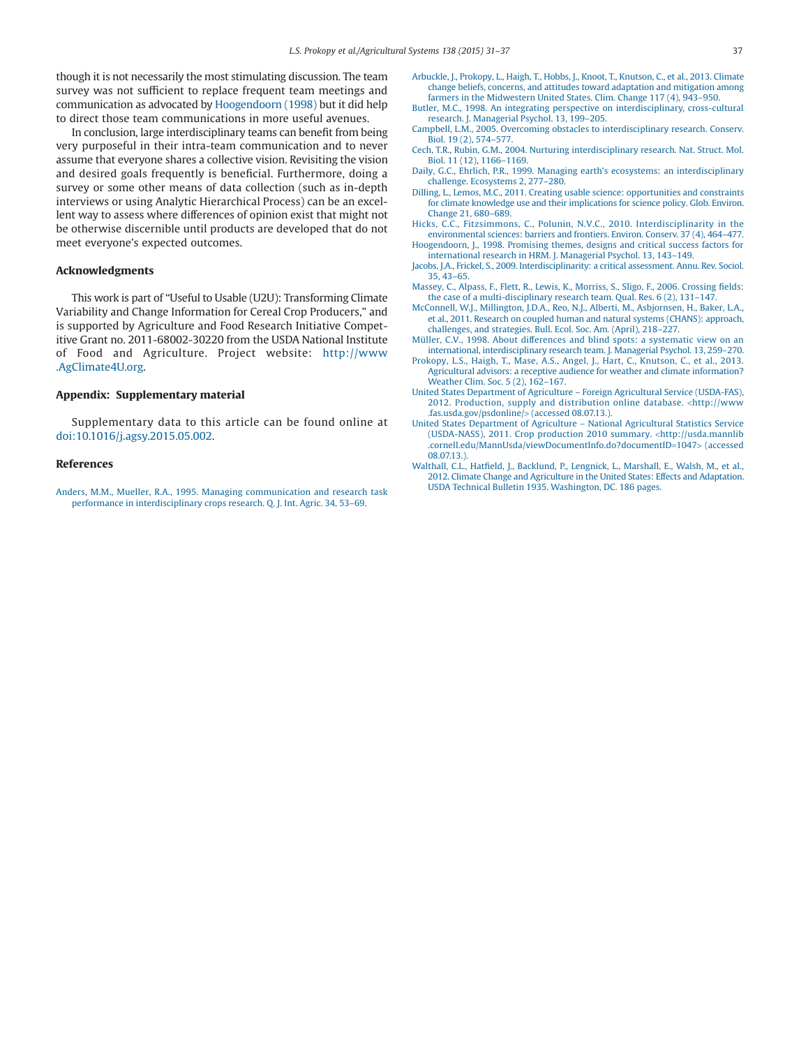though it is not necessarily the most stimulating discussion. The team survey was not sufficient to replace frequent team meetings and communication as advocated by Hoogendoorn (1998) but it did help to direct those team communications in more useful avenues.

In conclusion, large interdisciplinary teams can benefit from being very purposeful in their intra-team communication and to never assume that everyone shares a collective vision. Revisiting the vision and desired goals frequently is beneficial. Furthermore, doing a survey or some other means of data collection (such as in-depth interviews or using Analytic Hierarchical Process) can be an excellent way to assess where differences of opinion exist that might not be otherwise discernible until products are developed that do not meet everyone's expected outcomes.

## Acknowledgments

This work is part of "Useful to Usable (U2U): Transforming Climate Variability and Change Information for Cereal Crop Producers," and is supported by Agriculture and Food Research Initiative Competitive Grant no. 2011-68002-30220 from the USDA National Institute of Food and Agriculture. Project website: http://www.AgClimate4U.org.

## Appendix: Supplementary material

Supplementary data to this article can be found online at doi:10.1016/j.agsy.2015.05.002.

## References

Anders, M.M., Mueller, R.A., 1995. Managing communication and research task performance in interdisciplinary crops research. Q. J. Int. Agric. 34, 53–69.

Arbuckle, J., Prokopy, L., Haigh, T., Hobbs, J., Knoot, T., Knutson, C., et al., 2013. Climate change beliefs, concerns, and attitudes toward adaptation and mitigation among farmers in the Midwestern United States. Clim. Change 117 (4), 943–950.

Butler, M.C., 1998. An integrating perspective on interdisciplinary, cross-cultural research. J. Managerial Psychol. 13, 199–205.

Campbell, L.M., 2005. Overcoming obstacles to interdisciplinary research. Conserv. Biol. 19 (2), 574–577.

Cech, T.R., Rubin, G.M., 2004. Nurturing interdisciplinary research. Nat. Struct. Mol. Biol. 11 (12), 1166–1169.

Daily, G.C., Ehrlich, P.R., 1999. Managing earth's ecosystems: an interdisciplinary challenge. Ecosystems 2, 277–280.

Dilling, L., Lemos, M.C., 2011. Creating usable science: opportunities and constraints for climate knowledge use and their implications for science policy. Glob. Environ. Change 21, 680–689.

Hicks, C.C., Fitzsimmons, C., Polunin, N.V.C., 2010. Interdisciplinarity in the environmental sciences: barriers and frontiers. Environ. Conserv. 37 (4), 464–477.

Hoogendoorn, J., 1998. Promising themes, designs and critical success factors for international research in HRM. J. Managerial Psychol. 13, 143–149.

Jacobs, J.A., Frickel, S., 2009. Interdisciplinarity: a critical assessment. Annu. Rev. Sociol. 35, 43–65.

Massey, C., Alpass, F., Flett, R., Lewis, K., Morriss, S., Sligo, F., 2006. Crossing fields: the case of a multi-disciplinary research team. Qual. Res. 6 (2), 131–147.

McConnell, W.J., Millington, J.D.A., Reo, N.J., Alberti, M., Asbjornsen, H., Baker, L.A., et al., 2011. Research on coupled human and natural systems (CHANS): approach, challenges, and strategies. Bull. Ecol. Soc. Am. (April), 218–227.

Müller, C.V., 1998. About differences and blind spots: a systematic view on an international, interdisciplinary research team. J. Managerial Psychol. 13, 259–270.

Prokopy, L.S., Haigh, T., Mase, A.S., Angel, J., Hart, C., Knutson, C., et al., 2013. Agricultural advisors: a receptive audience for weather and climate information? Weather Clim. Soc. 5 (2), 162–167.

United States Department of Agriculture – Foreign Agricultural Service (USDA-FAS), 2012. Production, supply and distribution online database. <http://www.fas.usda.gov/psdonline/> (accessed 08.07.13.).

United States Department of Agriculture – National Agricultural Statistics Service (USDA-NASS), 2011. Crop production 2010 summary. <http://usda.mannlib.cornell.edu/MannUsda/viewDocumentInfo.do?documentID=1047> (accessed 08.07.13.).

Walthall, C.L., Hatfield, J., Backlund, P., Lengnick, L., Marshall, E., Walsh, M., et al., 2012. Climate Change and Agriculture in the United States: Effects and Adaptation. USDA Technical Bulletin 1935. Washington, DC. 186 pages.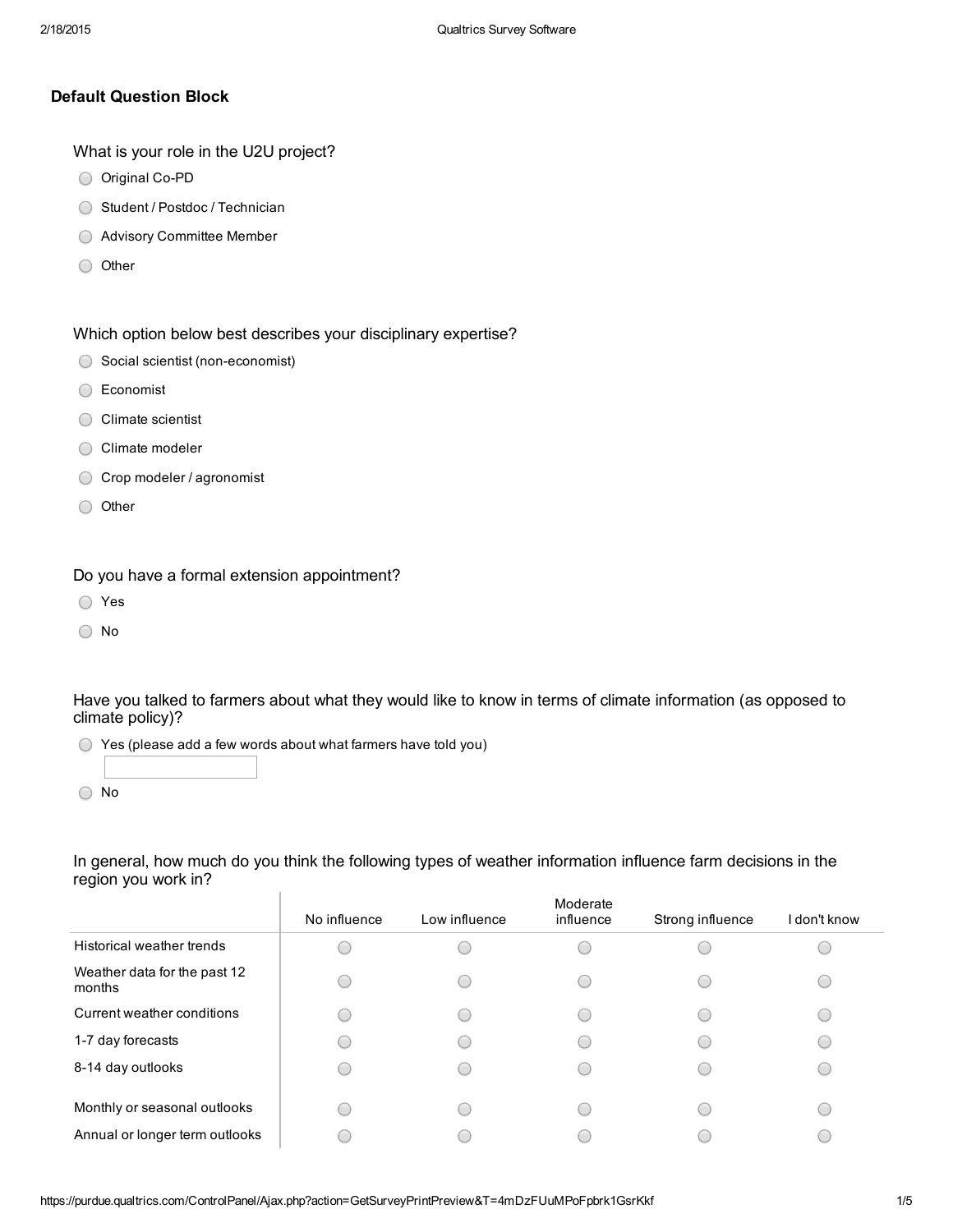### Default Question Block

What is your role in the U2U project?

- Original Co-PD
- Student / Postdoc / Technician
- Advisory Committee Member
- Other

Which option below best describes your disciplinary expertise?

- Social scientist (non-economist)
- Economist
- Climate scientist
- Climate modeler
- Crop modeler / agronomist
- Other

Do you have a formal extension appointment?

- Yes
- No

Have you talked to farmers about what they would like to know in terms of climate information (as opposed to climate policy)?

- Yes (please add a few words about what farmers have told you) \_\_\_\_\_\_\_\_\_\_
- No

In general, how much do you think the following types of weather information influence farm decisions in the region you work in?

| | No influence | Low influence | Moderate influence | Strong influence | I don't know |
|---|---|---|---|---|---|
| Historical weather trends | ○ | ○ | ○ | ○ | ○ |
| Weather data for the past 12 months | ○ | ○ | ○ | ○ | ○ |
| Current weather conditions | ○ | ○ | ○ | ○ | ○ |
| 1-7 day forecasts | ○ | ○ | ○ | ○ | ○ |
| 8-14 day outlooks | ○ | ○ | ○ | ○ | ○ |
| Monthly or seasonal outlooks | ○ | ○ | ○ | ○ | ○ |
| Annual or longer term outlooks | ○ | ○ | ○ | ○ | ○ |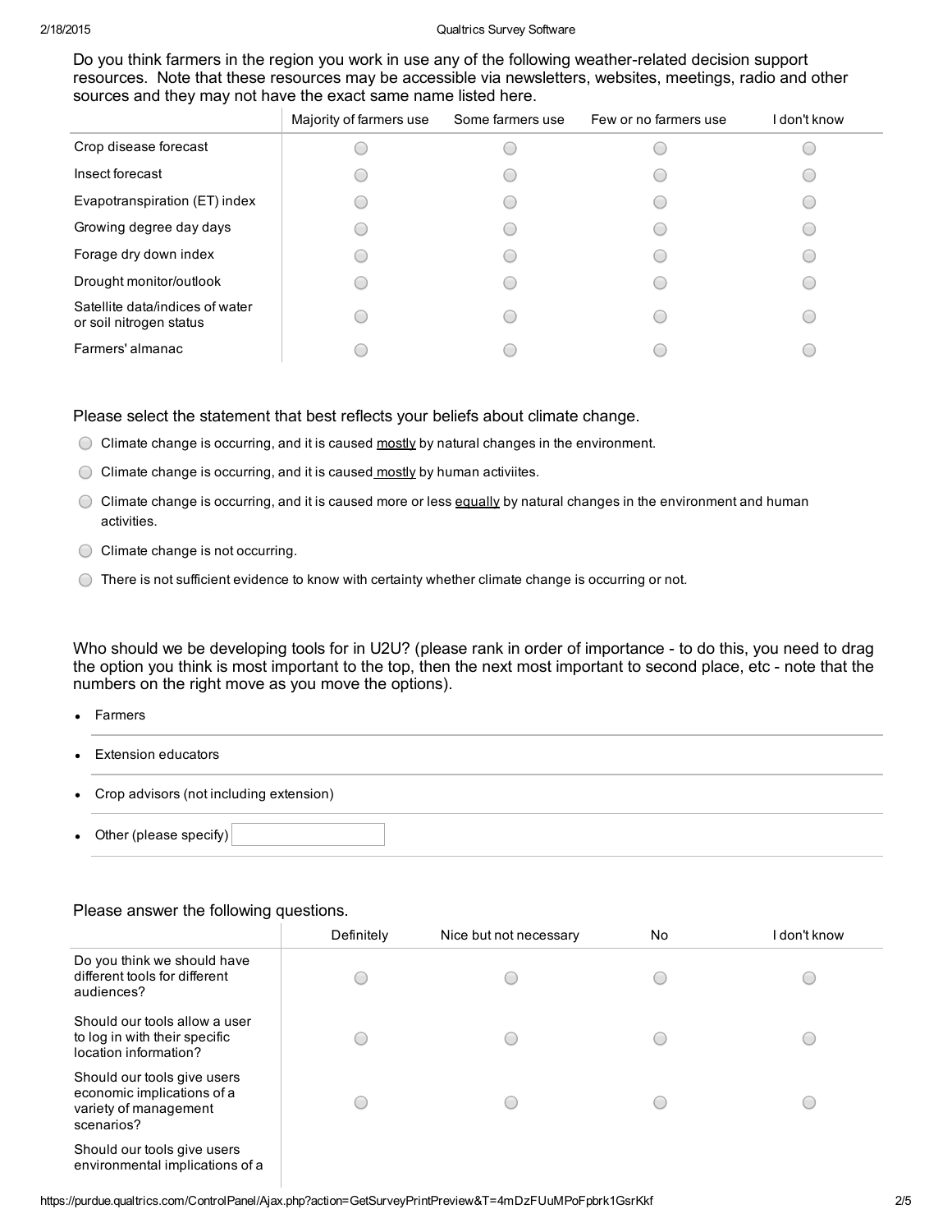Do you think farmers in the region you work in use any of the following weather-related decision support resources. Note that these resources may be accessible via newsletters, websites, meetings, radio and other sources and they may not have the exact same name listed here.

| | Majority of farmers use | Some farmers use | Few or no farmers use | I don't know |
|---|---|---|---|---|
| Crop disease forecast | ○ | ○ | ○ | ○ |
| Insect forecast | ○ | ○ | ○ | ○ |
| Evapotranspiration (ET) index | ○ | ○ | ○ | ○ |
| Growing degree day days | ○ | ○ | ○ | ○ |
| Forage dry down index | ○ | ○ | ○ | ○ |
| Drought monitor/outlook | ○ | ○ | ○ | ○ |
| Satellite data/indices of water or soil nitrogen status | ○ | ○ | ○ | ○ |
| Farmers' almanac | ○ | ○ | ○ | ○ |

Please select the statement that best reflects your beliefs about climate change.

- ○ Climate change is occurring, and it is caused mostly by natural changes in the environment.
- ○ Climate change is occurring, and it is caused mostly by human activiites.
- ○ Climate change is occurring, and it is caused more or less equally by natural changes in the environment and human activities.
- ○ Climate change is not occurring.
- ○ There is not sufficient evidence to know with certainty whether climate change is occurring or not.

Who should we be developing tools for in U2U? (please rank in order of importance - to do this, you need to drag the option you think is most important to the top, then the next most important to second place, etc - note that the numbers on the right move as you move the options).

- Farmers
- Extension educators
- Crop advisors (not including extension)
- Other (please specify) \_\_\_\_\_\_\_\_

Please answer the following questions.

| | Definitely | Nice but not necessary | No | I don't know |
|---|---|---|---|---|
| Do you think we should have different tools for different audiences? | ○ | ○ | ○ | ○ |
| Should our tools allow a user to log in with their specific location information? | ○ | ○ | ○ | ○ |
| Should our tools give users economic implications of a variety of management scenarios? | ○ | ○ | ○ | ○ |
| Should our tools give users environmental implications of a | | | | |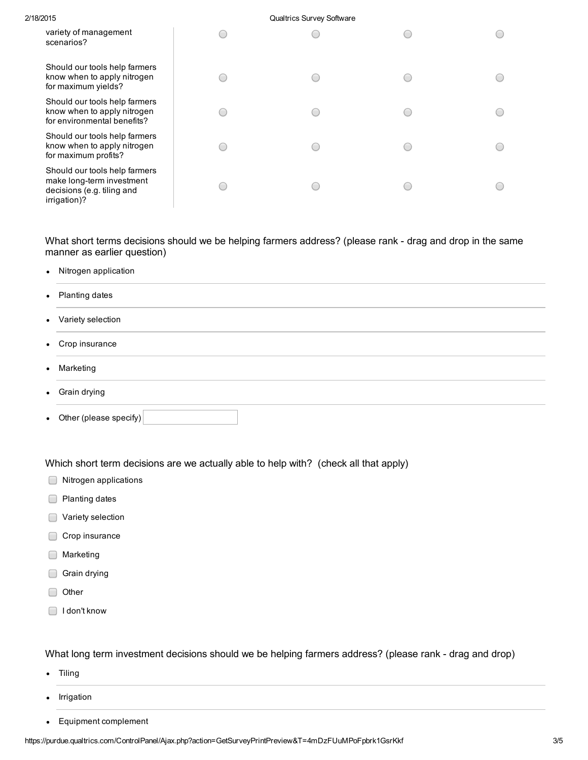| | | | | |
|---|---|---|---|---|
| variety of management scenarios? | ○ | ○ | ○ | ○ |
| Should our tools help farmers know when to apply nitrogen for maximum yields? | ○ | ○ | ○ | ○ |
| Should our tools help farmers know when to apply nitrogen for environmental benefits? | ○ | ○ | ○ | ○ |
| Should our tools help farmers know when to apply nitrogen for maximum profits? | ○ | ○ | ○ | ○ |
| Should our tools help farmers make long-term investment decisions (e.g. tiling and irrigation)? | ○ | ○ | ○ | ○ |

What short terms decisions should we be helping farmers address? (please rank - drag and drop in the same manner as earlier question)

- Nitrogen application
- Planting dates
- Variety selection
- Crop insurance
- Marketing
- Grain drying
- Other (please specify) ______

Which short term decisions are we actually able to help with? (check all that apply)

- [ ] Nitrogen applications
- [ ] Planting dates
- [ ] Variety selection
- [ ] Crop insurance
- [ ] Marketing
- [ ] Grain drying
- [ ] Other
- [ ] I don't know

What long term investment decisions should we be helping farmers address? (please rank - drag and drop)

- Tiling
- Irrigation
- Equipment complement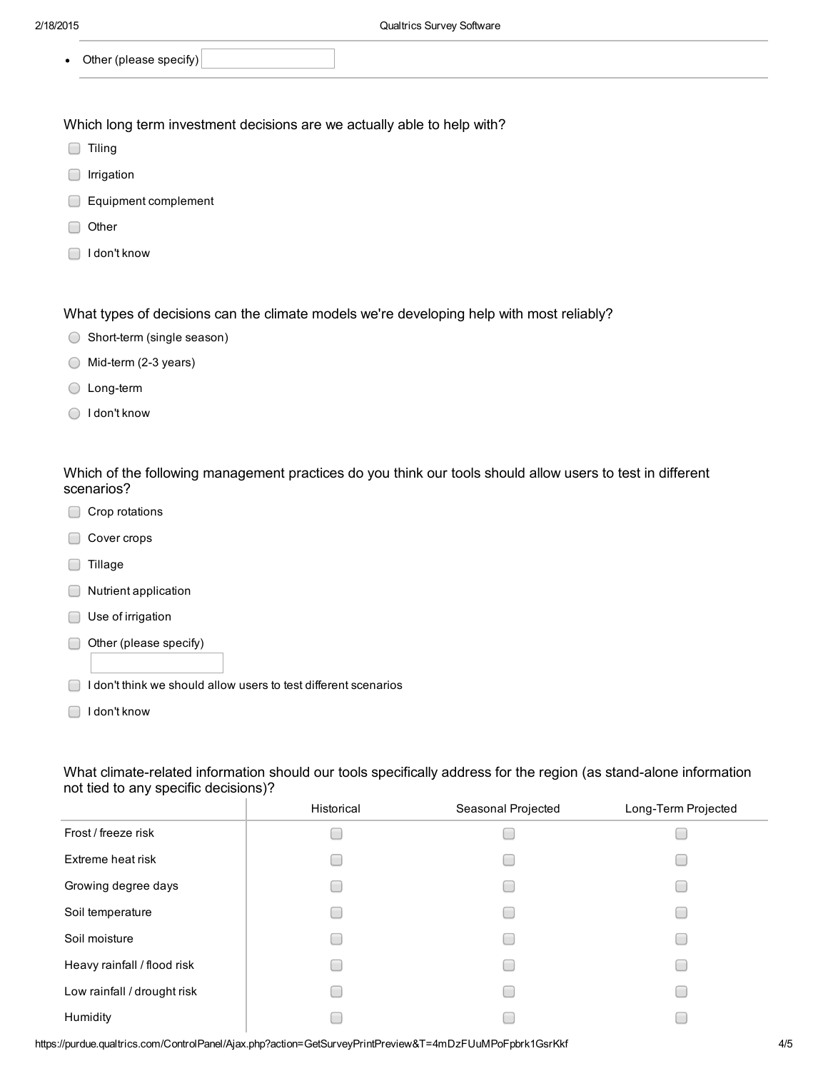- Other (please specify) ____________

Which long term investment decisions are we actually able to help with?

- [ ] Tiling
- [ ] Irrigation
- [ ] Equipment complement
- [ ] Other
- [ ] I don't know

What types of decisions can the climate models we're developing help with most reliably?

- ( ) Short-term (single season)
- ( ) Mid-term (2-3 years)
- ( ) Long-term
- ( ) I don't know

Which of the following management practices do you think our tools should allow users to test in different scenarios?

- [ ] Crop rotations
- [ ] Cover crops
- [ ] Tillage
- [ ] Nutrient application
- [ ] Use of irrigation
- [ ] Other (please specify) ____________
- [ ] I don't think we should allow users to test different scenarios
- [ ] I don't know

What climate-related information should our tools specifically address for the region (as stand-alone information not tied to any specific decisions)?

| | Historical | Seasonal Projected | Long-Term Projected |
|---|---|---|---|
| Frost / freeze risk | [ ] | [ ] | [ ] |
| Extreme heat risk | [ ] | [ ] | [ ] |
| Growing degree days | [ ] | [ ] | [ ] |
| Soil temperature | [ ] | [ ] | [ ] |
| Soil moisture | [ ] | [ ] | [ ] |
| Heavy rainfall / flood risk | [ ] | [ ] | [ ] |
| Low rainfall / drought risk | [ ] | [ ] | [ ] |
| Humidity | [ ] | [ ] | [ ] |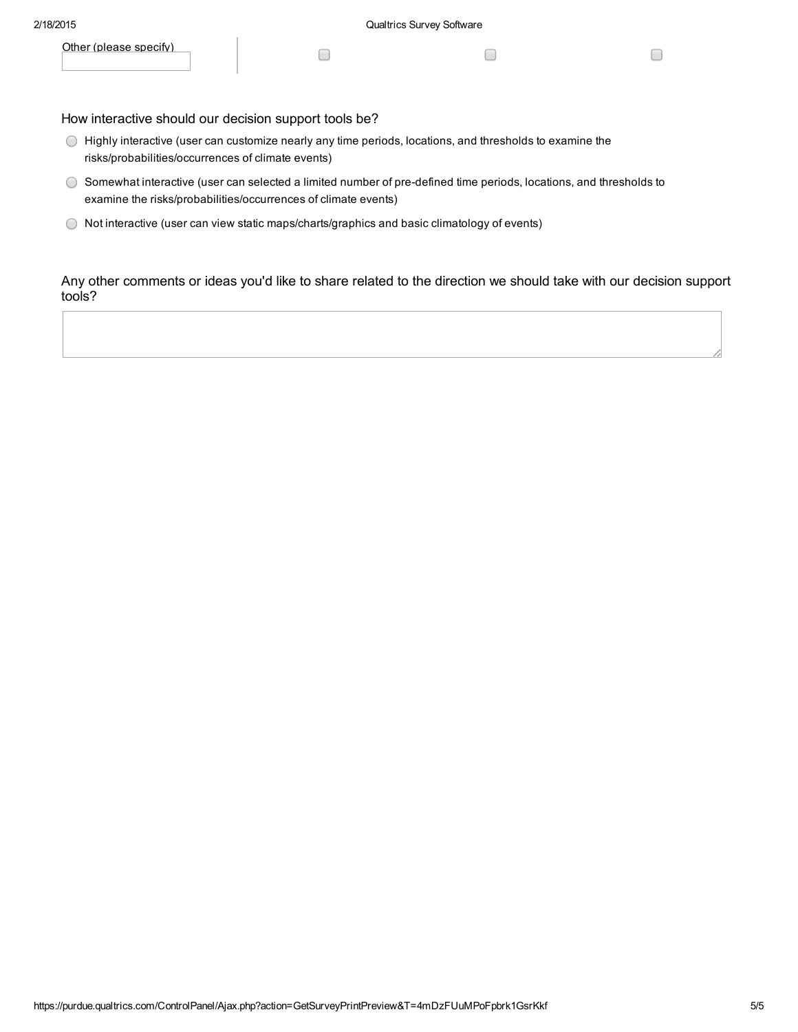| | | | |
|---|---|---|---|
| Other (please specify) ☐ | ☐ | ☐ | ☐ |

How interactive should our decision support tools be?

- ◯ Highly interactive (user can customize nearly any time periods, locations, and thresholds to examine the risks/probabilities/occurrences of climate events)
- ◯ Somewhat interactive (user can selected a limited number of pre-defined time periods, locations, and thresholds to examine the risks/probabilities/occurrences of climate events)
- ◯ Not interactive (user can view static maps/charts/graphics and basic climatology of events)

Any other comments or ideas you'd like to share related to the direction we should take with our decision support tools?